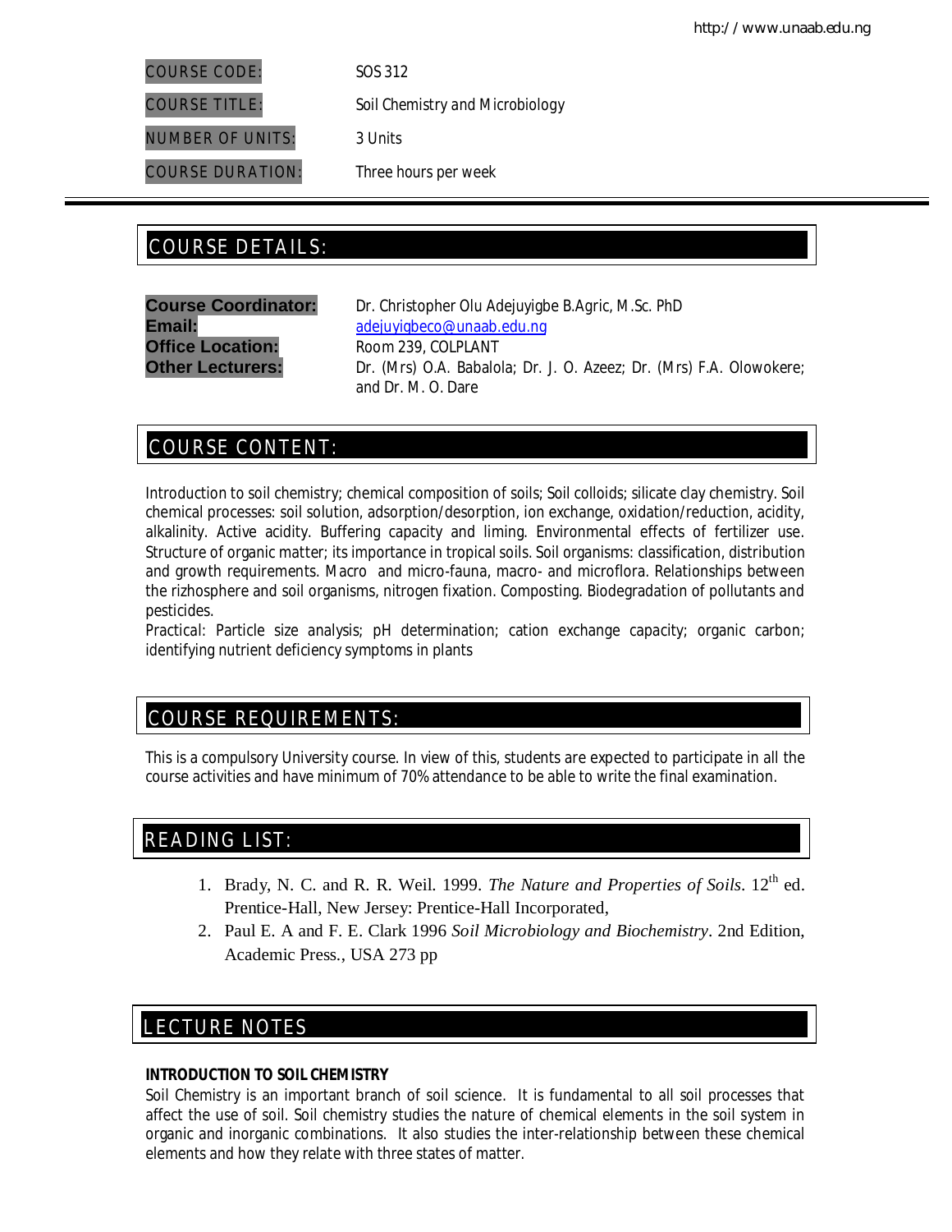| | |
|---|---|
| COURSE CODE: | SOS 312 |
| COURSE TITLE: | Soil Chemistry and Microbiology |
| NUMBER OF UNITS: | 3 Units |
| COURSE DURATION: | Three hours per week |

## COURSE DETAILS:

**Course Coordinator:** Dr. Christopher Olu Adejuyigbe B.Agric, M.Sc. PhD
**Email:** adejuyigbeco@unaab.edu.ng
**Office Location:** Room 239, COLPLANT
**Other Lecturers:** Dr. (Mrs) O.A. Babalola; Dr. J. O. Azeez; Dr. (Mrs) F.A. Olowokere; and Dr. M. O. Dare

## COURSE CONTENT:

Introduction to soil chemistry; chemical composition of soils; Soil colloids; silicate clay chemistry. Soil chemical processes: soil solution, adsorption/desorption, ion exchange, oxidation/reduction, acidity, alkalinity. Active acidity. Buffering capacity and liming. Environmental effects of fertilizer use. Structure of organic matter; its importance in tropical soils. Soil organisms: classification, distribution and growth requirements. Macro and micro-fauna, macro- and microflora. Relationships between the rizhosphere and soil organisms, nitrogen fixation. Composting. Biodegradation of pollutants and pesticides.
Practical: Particle size analysis; pH determination; cation exchange capacity; organic carbon; identifying nutrient deficiency symptoms in plants

## COURSE REQUIREMENTS:

This is a compulsory University course. In view of this, students are expected to participate in all the course activities and have minimum of 70% attendance to be able to write the final examination.

## READING LIST:

1. Brady, N. C. and R. R. Weil. 1999. *The Nature and Properties of Soils*. 12th ed. Prentice-Hall, New Jersey: Prentice-Hall Incorporated,
2. Paul E. A and F. E. Clark 1996 *Soil Microbiology and Biochemistry*. 2nd Edition, Academic Press., USA 273 pp

## LECTURE NOTES

### INTRODUCTION TO SOIL CHEMISTRY

Soil Chemistry is an important branch of soil science. It is fundamental to all soil processes that affect the use of soil. Soil chemistry studies the nature of chemical elements in the soil system in organic and inorganic combinations. It also studies the inter-relationship between these chemical elements and how they relate with three states of matter.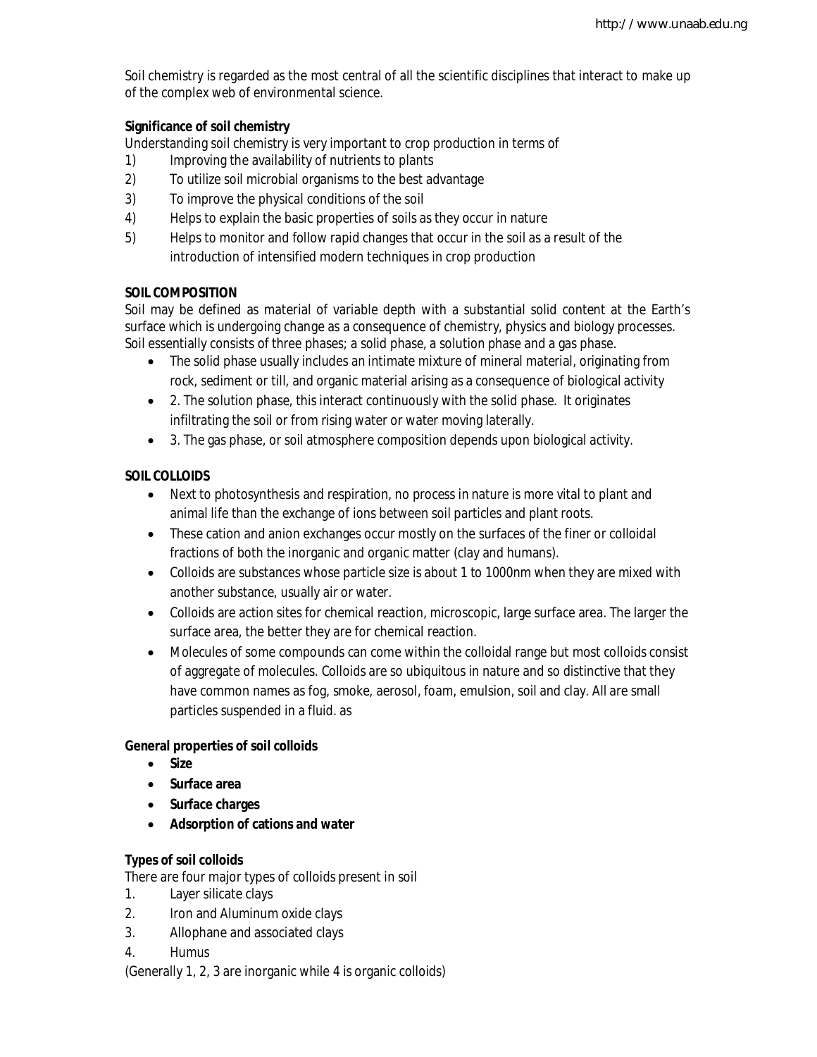Soil chemistry is regarded as the most central of all the scientific disciplines that interact to make up of the complex web of environmental science.

**Significance of soil chemistry**

Understanding soil chemistry is very important to crop production in terms of

1) Improving the availability of nutrients to plants
2) To utilize soil microbial organisms to the best advantage
3) To improve the physical conditions of the soil
4) Helps to explain the basic properties of soils as they occur in nature
5) Helps to monitor and follow rapid changes that occur in the soil as a result of the introduction of intensified modern techniques in crop production

**SOIL COMPOSITION**

Soil may be defined as material of variable depth with a substantial solid content at the Earth's surface which is undergoing change as a consequence of chemistry, physics and biology processes. Soil essentially consists of three phases; a solid phase, a solution phase and a gas phase.

- The solid phase usually includes an intimate mixture of mineral material, originating from rock, sediment or till, and organic material arising as a consequence of biological activity
- 2. The solution phase, this interact continuously with the solid phase. It originates infiltrating the soil or from rising water or water moving laterally.
- 3. The gas phase, or soil atmosphere composition depends upon biological activity.

**SOIL COLLOIDS**

- Next to photosynthesis and respiration, no process in nature is more vital to plant and animal life than the exchange of ions between soil particles and plant roots.
- These cation and anion exchanges occur mostly on the surfaces of the finer or colloidal fractions of both the inorganic and organic matter (clay and humans).
- Colloids are substances whose particle size is about 1 to 1000nm when they are mixed with another substance, usually air or water.
- Colloids are action sites for chemical reaction, microscopic, large surface area. The larger the surface area, the better they are for chemical reaction.
- Molecules of some compounds can come within the colloidal range but most colloids consist of aggregate of molecules. Colloids are so ubiquitous in nature and so distinctive that they have common names as fog, smoke, aerosol, foam, emulsion, soil and clay. All are small particles suspended in a fluid. as

**General properties of soil colloids**

- **Size**
- **Surface area**
- **Surface charges**
- **Adsorption of cations and water**

**Types of soil colloids**

There are four major types of colloids present in soil

1. Layer silicate clays
2. Iron and Aluminum oxide clays
3. Allophane and associated clays
4. Humus

(Generally 1, 2, 3 are inorganic while 4 is organic colloids)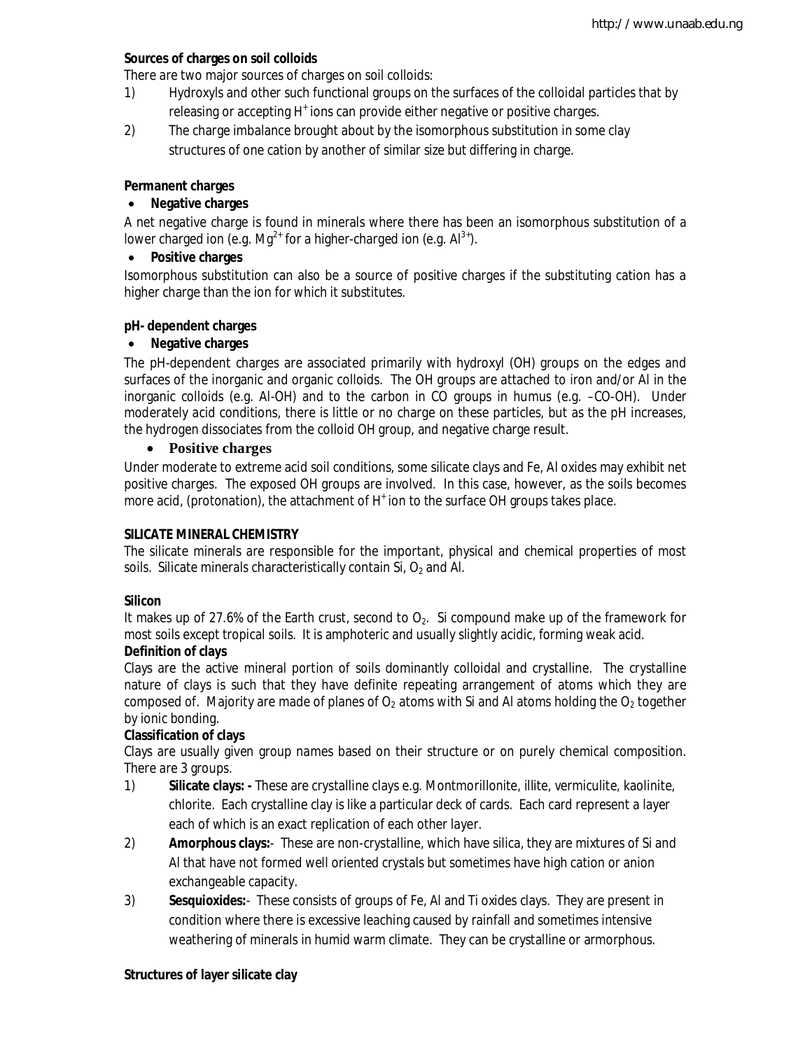**Sources of charges on soil colloids**

There are two major sources of charges on soil colloids:

1) Hydroxyls and other such functional groups on the surfaces of the colloidal particles that by releasing or accepting $H^+$ ions can provide either negative or positive charges.
2) The charge imbalance brought about by the isomorphous substitution in some clay structures of one cation by another of similar size but differing in charge.

**Permanent charges**

- ***Negative charges***

A net negative charge is found in minerals where there has been an isomorphous substitution of a lower charged ion (e.g. $Mg^{2+}$ for a higher-charged ion (e.g. $Al^{3+}$).

- ***Positive charges***

Isomorphous substitution can also be a source of positive charges if the substituting cation has a higher charge than the ion for which it substitutes.

**pH- dependent charges**

- ***Negative charges***

The pH-dependent charges are associated primarily with hydroxyl (OH) groups on the edges and surfaces of the inorganic and organic colloids. The OH groups are attached to iron and/or Al in the inorganic colloids (e.g. Al-OH) and to the carbon in CO groups in humus (e.g. –CO-OH). Under moderately acid conditions, there is little or no charge on these particles, but as the pH increases, the hydrogen dissociates from the colloid OH group, and negative charge result.

- **Positive charges**

Under moderate to extreme acid soil conditions, some silicate clays and Fe, Al oxides may exhibit net positive charges. The exposed OH groups are involved. In this case, however, as the soils becomes more acid, (protonation), the attachment of $H^+$ ion to the surface OH groups takes place.

**SILICATE MINERAL CHEMISTRY**

The silicate minerals are responsible for the important, physical and chemical properties of most soils. Silicate minerals characteristically contain Si, $O_2$ and Al.

**Silicon**

It makes up of 27.6% of the Earth crust, second to $O_2$. Si compound make up of the framework for most soils except tropical soils. It is amphoteric and usually slightly acidic, forming weak acid.

**Definition of clays**

Clays are the active mineral portion of soils dominantly colloidal and crystalline. The crystalline nature of clays is such that they have definite repeating arrangement of atoms which they are composed of. Majority are made of planes of $O_2$ atoms with Si and Al atoms holding the $O_2$ together by ionic bonding.

**Classification of clays**

Clays are usually given group names based on their structure or on purely chemical composition. There are 3 groups.

1) **Silicate clays: -** These are crystalline clays e.g. Montmorillonite, illite, vermiculite, kaolinite, chlorite. Each crystalline clay is like a particular deck of cards. Each card represent a layer each of which is an exact replication of each other layer.
2) **Amorphous clays:**- These are non-crystalline, which have silica, they are mixtures of Si and Al that have not formed well oriented crystals but sometimes have high cation or anion exchangeable capacity.
3) **Sesquioxides:**- These consists of groups of Fe, Al and Ti oxides clays. They are present in condition where there is excessive leaching caused by rainfall and sometimes intensive weathering of minerals in humid warm climate. They can be crystalline or armorphous.

**Structures of layer silicate clay**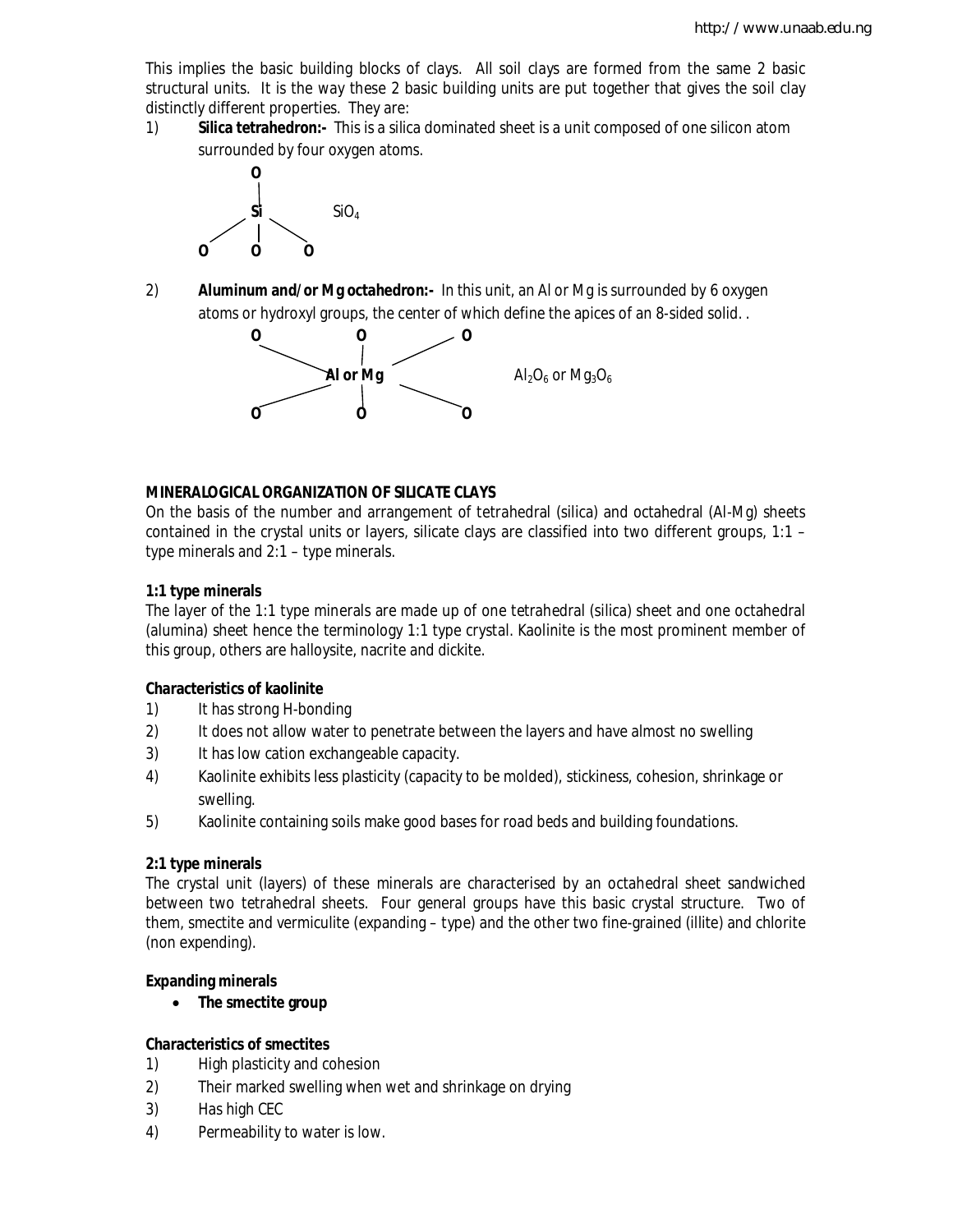This implies the basic building blocks of clays. All soil clays are formed from the same 2 basic structural units. It is the way these 2 basic building units are put together that gives the soil clay distinctly different properties. They are:

1) **Silica tetrahedron:-** This is a silica dominated sheet is a unit composed of one silicon atom surrounded by four oxygen atoms.

```
        O
        |
        Si          SiO4
      /  |  \
    O    O    O
```

2) **Aluminum and/or Mg octahedron:-** In this unit, an Al or Mg is surrounded by 6 oxygen atoms or hydroxyl groups, the center of which define the apices of an 8-sided solid. .

```
    O          O          O
      \        |        /
         Al or Mg                Al2O6 or Mg3O6
      /        |        \
    O          O          O
```

**MINERALOGICAL ORGANIZATION OF SILICATE CLAYS**

On the basis of the number and arrangement of tetrahedral (silica) and octahedral (Al-Mg) sheets contained in the crystal units or layers, silicate clays are classified into two different groups, 1:1 – type minerals and 2:1 – type minerals.

**1:1 type minerals**

The layer of the 1:1 type minerals are made up of one tetrahedral (silica) sheet and one octahedral (alumina) sheet hence the terminology 1:1 type crystal. Kaolinite is the most prominent member of this group, others are halloysite, nacrite and dickite.

**Characteristics of kaolinite**

1) It has strong H-bonding
2) It does not allow water to penetrate between the layers and have almost no swelling
3) It has low cation exchangeable capacity.
4) Kaolinite exhibits less plasticity (capacity to be molded), stickiness, cohesion, shrinkage or swelling.
5) Kaolinite containing soils make good bases for road beds and building foundations.

**2:1 type minerals**

The crystal unit (layers) of these minerals are characterised by an octahedral sheet sandwiched between two tetrahedral sheets. Four general groups have this basic crystal structure. Two of them, smectite and vermiculite (expanding – type) and the other two fine-grained (illite) and chlorite (non expending).

**Expanding minerals**

- **The smectite group**

**Characteristics of smectites**

1) High plasticity and cohesion
2) Their marked swelling when wet and shrinkage on drying
3) Has high CEC
4) Permeability to water is low.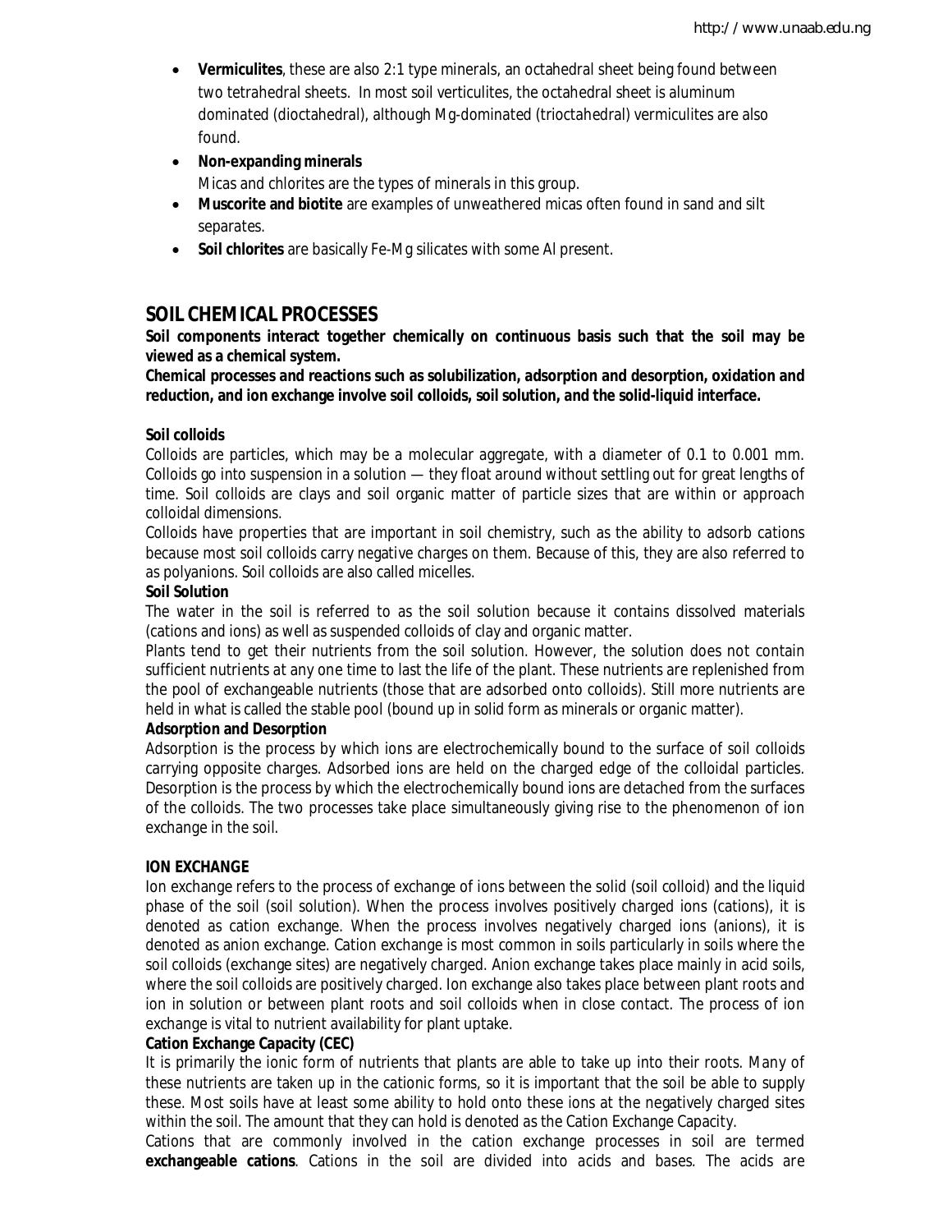- **Vermiculites**, these are also 2:1 type minerals, an octahedral sheet being found between two tetrahedral sheets. In most soil verticulites, the octahedral sheet is aluminum dominated (dioctahedral), although Mg-dominated (trioctahedral) vermiculites are also found.
- **Non-expanding minerals**
  Micas and chlorites are the types of minerals in this group.
- **Muscorite and biotite** are examples of unweathered micas often found in sand and silt separates.
- **Soil chlorites** are basically Fe-Mg silicates with some Al present.

## SOIL CHEMICAL PROCESSES

**Soil components interact together chemically on continuous basis such that the soil may be viewed as a chemical system.**

**Chemical processes and reactions such as solubilization, adsorption and desorption, oxidation and reduction, and ion exchange involve soil colloids, soil solution, and the solid-liquid interface.**

### Soil colloids

Colloids are particles, which may be a molecular aggregate, with a diameter of 0.1 to 0.001 mm. Colloids go into suspension in a solution — they float around without settling out for great lengths of time. Soil colloids are clays and soil organic matter of particle sizes that are within or approach colloidal dimensions.

Colloids have properties that are important in soil chemistry, such as the ability to adsorb cations because most soil colloids carry negative charges on them. Because of this, they are also referred to as polyanions. Soil colloids are also called micelles.

### Soil Solution

The water in the soil is referred to as the soil solution because it contains dissolved materials (cations and ions) as well as suspended colloids of clay and organic matter.

Plants tend to get their nutrients from the soil solution. However, the solution does not contain sufficient nutrients at any one time to last the life of the plant. These nutrients are replenished from the pool of exchangeable nutrients (those that are adsorbed onto colloids). Still more nutrients are held in what is called the stable pool (bound up in solid form as minerals or organic matter).

### Adsorption and Desorption

Adsorption is the process by which ions are electrochemically bound to the surface of soil colloids carrying opposite charges. Adsorbed ions are held on the charged edge of the colloidal particles. Desorption is the process by which the electrochemically bound ions are detached from the surfaces of the colloids. The two processes take place simultaneously giving rise to the phenomenon of ion exchange in the soil.

### ION EXCHANGE

Ion exchange refers to the process of exchange of ions between the solid (soil colloid) and the liquid phase of the soil (soil solution). When the process involves positively charged ions (cations), it is denoted as cation exchange. When the process involves negatively charged ions (anions), it is denoted as anion exchange. Cation exchange is most common in soils particularly in soils where the soil colloids (exchange sites) are negatively charged. Anion exchange takes place mainly in acid soils, where the soil colloids are positively charged. Ion exchange also takes place between plant roots and ion in solution or between plant roots and soil colloids when in close contact. The process of ion exchange is vital to nutrient availability for plant uptake.

### Cation Exchange Capacity (CEC)

It is primarily the ionic form of nutrients that plants are able to take up into their roots. Many of these nutrients are taken up in the cationic forms, so it is important that the soil be able to supply these. Most soils have at least some ability to hold onto these ions at the negatively charged sites within the soil. The amount that they can hold is denoted as the Cation Exchange Capacity.

Cations that are commonly involved in the cation exchange processes in soil are termed **exchangeable cations**. Cations in the soil are divided into acids and bases. The acids are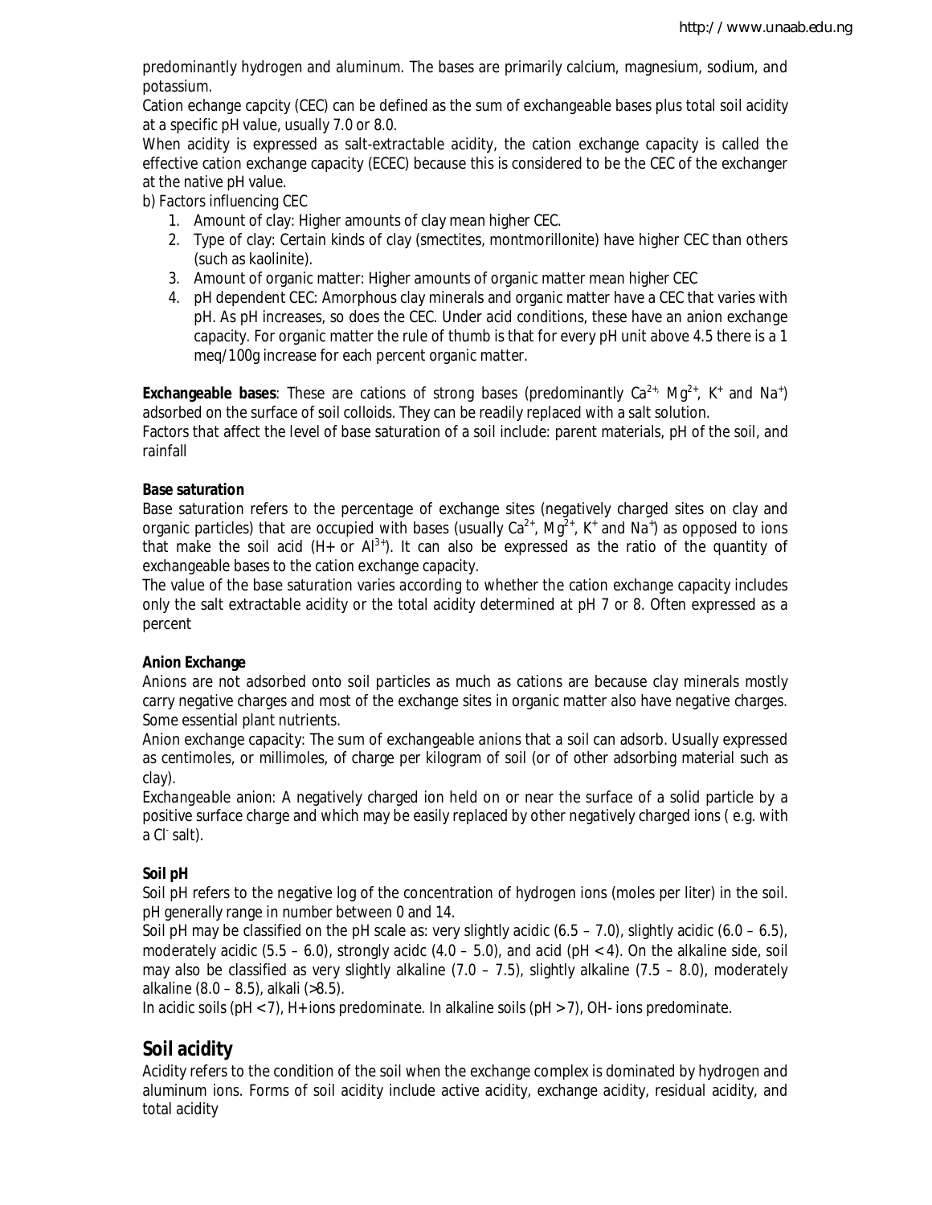predominantly hydrogen and aluminum. The bases are primarily calcium, magnesium, sodium, and potassium.

Cation echange capcity (CEC) can be defined as the sum of exchangeable bases plus total soil acidity at a specific pH value, usually 7.0 or 8.0.

When acidity is expressed as salt-extractable acidity, the cation exchange capacity is called the effective cation exchange capacity (ECEC) because this is considered to be the CEC of the exchanger at the native pH value.

b) Factors influencing CEC

1. Amount of clay: Higher amounts of clay mean higher CEC.
2. Type of clay: Certain kinds of clay (smectites, montmorillonite) have higher CEC than others (such as kaolinite).
3. Amount of organic matter: Higher amounts of organic matter mean higher CEC
4. pH dependent CEC: Amorphous clay minerals and organic matter have a CEC that varies with pH. As pH increases, so does the CEC. Under acid conditions, these have an anion exchange capacity. For organic matter the rule of thumb is that for every pH unit above 4.5 there is a 1 meq/100g increase for each percent organic matter.

**Exchangeable bases**: These are cations of strong bases (predominantly $Ca^{2+}$, $Mg^{2+}$, $K^{+}$ and $Na^{+}$) adsorbed on the surface of soil colloids. They can be readily replaced with a salt solution.

Factors that affect the level of base saturation of a soil include: parent materials, pH of the soil, and rainfall

**Base saturation**

Base saturation refers to the percentage of exchange sites (negatively charged sites on clay and organic particles) that are occupied with bases (usually $Ca^{2+}$, $Mg^{2+}$, $K^{+}$ and $Na^{+}$) as opposed to ions that make the soil acid ($H^{+}$ or $Al^{3+}$). It can also be expressed as the ratio of the quantity of exchangeable bases to the cation exchange capacity.

The value of the base saturation varies according to whether the cation exchange capacity includes only the salt extractable acidity or the total acidity determined at pH 7 or 8. Often expressed as a percent

**Anion Exchange**

Anions are not adsorbed onto soil particles as much as cations are because clay minerals mostly carry negative charges and most of the exchange sites in organic matter also have negative charges. Some essential plant nutrients.

Anion exchange capacity: The sum of exchangeable anions that a soil can adsorb. Usually expressed as centimoles, or millimoles, of charge per kilogram of soil (or of other adsorbing material such as clay).

*Exchangeable anion*: A negatively charged ion held on or near the surface of a solid particle by a positive surface charge and which may be easily replaced by other negatively charged ions ( e.g. with a $Cl^{-}$ salt).

**Soil pH**

Soil pH refers to the negative log of the concentration of hydrogen ions (moles per liter) in the soil. pH generally range in number between 0 and 14.

Soil pH may be classified on the pH scale as: very slightly acidic (6.5 – 7.0), slightly acidic (6.0 – 6.5), moderately acidic (5.5 – 6.0), strongly acidc (4.0 – 5.0), and acid (pH < 4). On the alkaline side, soil may also be classified as very slightly alkaline (7.0 – 7.5), slightly alkaline (7.5 – 8.0), moderately alkaline (8.0 – 8.5), alkali (>8.5).

In acidic soils (pH < 7), H+ ions predominate. In alkaline soils (pH > 7), OH- ions predominate.

## Soil acidity

Acidity refers to the condition of the soil when the exchange complex is dominated by hydrogen and aluminum ions. Forms of soil acidity include active acidity, exchange acidity, residual acidity, and total acidity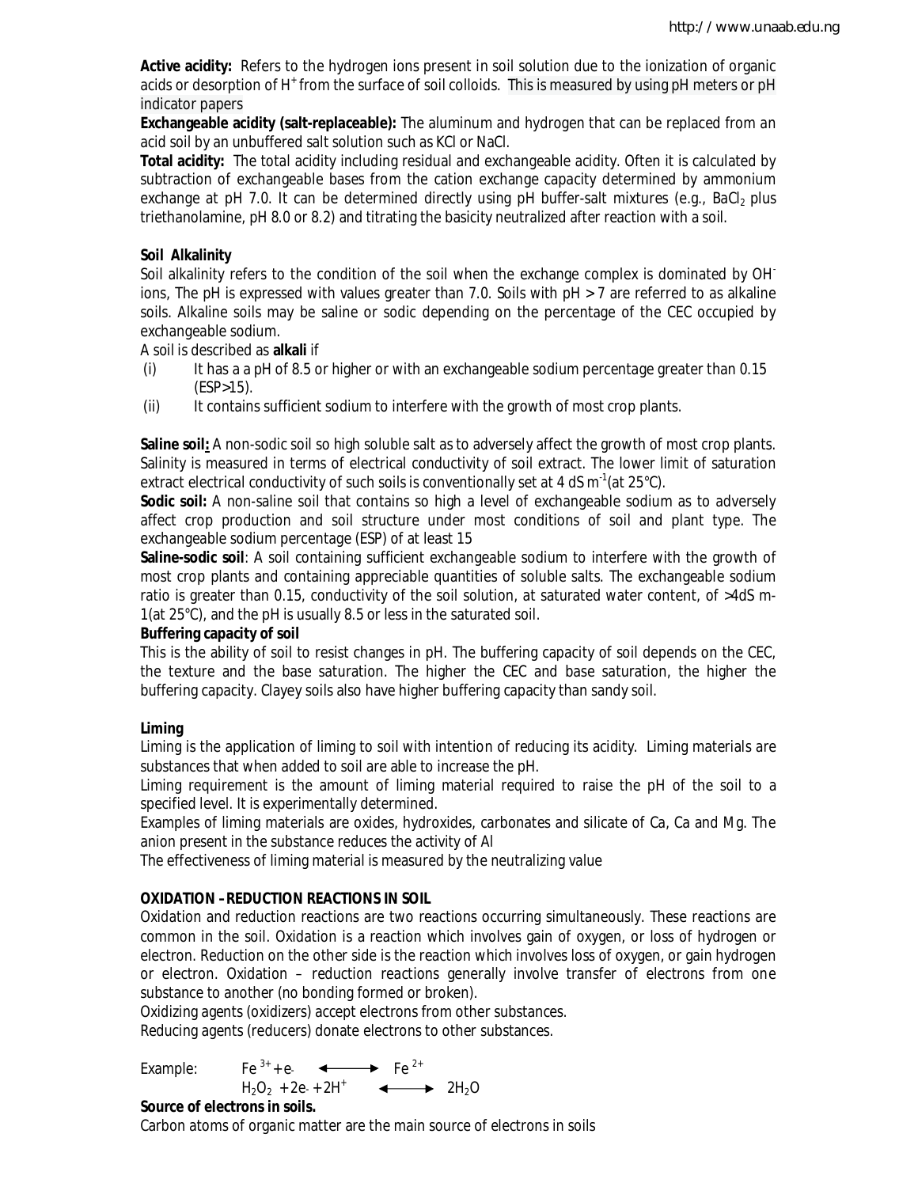**Active acidity:** Refers to the hydrogen ions present in soil solution due to the ionization of organic acids or desorption of $H^+$ from the surface of soil colloids. This is measured by using pH meters or pH indicator papers

**Exchangeable acidity (salt-replaceable):** The aluminum and hydrogen that can be replaced from an acid soil by an unbuffered salt solution such as KCl or NaCl.

**Total acidity:** The total acidity including residual and exchangeable acidity. Often it is calculated by subtraction of exchangeable bases from the cation exchange capacity determined by ammonium exchange at pH 7.0. It can be determined directly using pH buffer-salt mixtures (e.g., $BaCl_2$ plus triethanolamine, pH 8.0 or 8.2) and titrating the basicity neutralized after reaction with a soil.

**Soil Alkalinity**

Soil alkalinity refers to the condition of the soil when the exchange complex is dominated by $OH^-$ ions, The pH is expressed with values greater than 7.0. Soils with pH > 7 are referred to as alkaline soils. Alkaline soils may be saline or sodic depending on the percentage of the CEC occupied by exchangeable sodium.

A soil is described as **alkali** if

(i) It has a a pH of 8.5 or higher or with an exchangeable sodium percentage greater than 0.15 (ESP>15).

(ii) It contains sufficient sodium to interfere with the growth of most crop plants.

**Saline soil:** A non-sodic soil so high soluble salt as to adversely affect the growth of most crop plants. Salinity is measured in terms of electrical conductivity of soil extract. The lower limit of saturation extract electrical conductivity of such soils is conventionally set at 4 dS $m^{-1}$(at 25°C).

**Sodic soil:** A non-saline soil that contains so high a level of exchangeable sodium as to adversely affect crop production and soil structure under most conditions of soil and plant type. The exchangeable sodium percentage (ESP) of at least 15

**Saline-sodic soil**: A soil containing sufficient exchangeable sodium to interfere with the growth of most crop plants and containing appreciable quantities of soluble salts. The exchangeable sodium ratio is greater than 0.15, conductivity of the soil solution, at saturated water content, of >4dS m-1(at 25°C), and the pH is usually 8.5 or less in the saturated soil.

**Buffering capacity of soil**

This is the ability of soil to resist changes in pH. The buffering capacity of soil depends on the CEC, the texture and the base saturation. The higher the CEC and base saturation, the higher the buffering capacity. Clayey soils also have higher buffering capacity than sandy soil.

**Liming**

Liming is the application of liming to soil with intention of reducing its acidity. Liming materials are substances that when added to soil are able to increase the pH.

Liming requirement is the amount of liming material required to raise the pH of the soil to a specified level. It is experimentally determined.

Examples of liming materials are oxides, hydroxides, carbonates and silicate of Ca, Ca and Mg. The anion present in the substance reduces the activity of Al

The effectiveness of liming material is measured by the neutralizing value

**OXIDATION –REDUCTION REACTIONS IN SOIL**

Oxidation and reduction reactions are two reactions occurring simultaneously. These reactions are common in the soil. Oxidation is a reaction which involves gain of oxygen, or loss of hydrogen or electron. Reduction on the other side is the reaction which involves loss of oxygen, or gain hydrogen or electron. Oxidation – reduction reactions generally involve transfer of electrons from one substance to another (no bonding formed or broken).

Oxidizing agents (oxidizers) accept electrons from other substances.

Reducing agents (reducers) donate electrons to other substances.

Example:

$$Fe^{3+} + e^- \longleftrightarrow Fe^{2+}$$

$$H_2O_2 + 2e^- + 2H^+ \longleftrightarrow 2H_2O$$

**Source of electrons in soils.**

Carbon atoms of organic matter are the main source of electrons in soils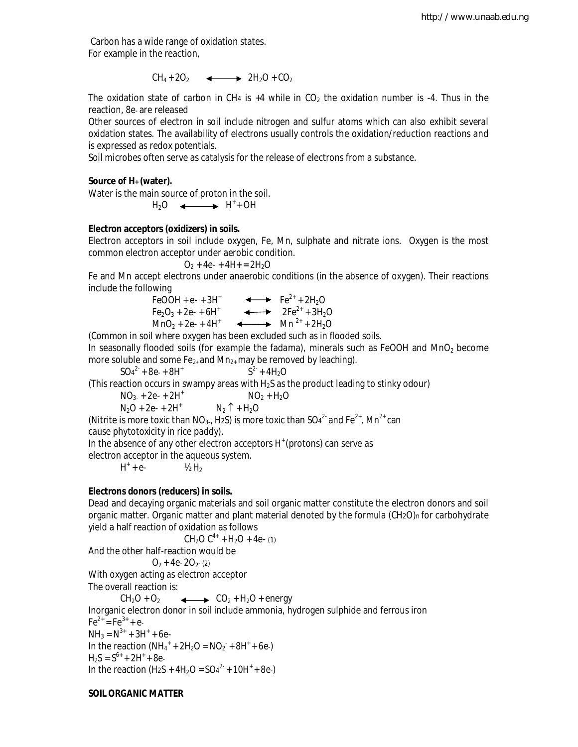Carbon has a wide range of oxidation states.
For example in the reaction,

$$CH_4 + 2O_2 \longleftrightarrow 2H_2O + CO_2$$

The oxidation state of carbon in $CH_4$ is +4 while in $CO_2$ the oxidation number is -4. Thus in the reaction, 8e- are released

Other sources of electron in soil include nitrogen and sulfur atoms which can also exhibit several oxidation states. The availability of electrons usually controls the oxidation/reduction reactions and is expressed as redox potentials.

Soil microbes often serve as catalysis for the release of electrons from a substance.

**Source of $H^+$ (water).**

Water is the main source of proton in the soil.

$$H_2O \longleftrightarrow H^+ + OH$$

**Electron acceptors (oxidizers) in soils.**

Electron acceptors in soil include oxygen, Fe, Mn, sulphate and nitrate ions. Oxygen is the most common electron acceptor under aerobic condition.

$$O_2 + 4e- + 4H+ = 2H_2O$$

Fe and Mn accept electrons under anaerobic conditions (in the absence of oxygen). Their reactions include the following

$$FeOOH + e- + 3H^+ \longleftrightarrow Fe^{2+} + 2H_2O$$

$$Fe_2O_3 + 2e- + 6H^+ \longleftrightarrow 2Fe^{2+} + 3H_2O$$

$$MnO_2 + 2e- + 4H^+ \longleftrightarrow Mn^{2+} + 2H_2O$$

(Common in soil where oxygen has been excluded such as in flooded soils.

In seasonally flooded soils (for example the fadama), minerals such as FeOOH and $MnO_2$ become more soluble and some $Fe_{2+}$ and $Mn_{2+}$ may be removed by leaching).

$$SO_4^{2-} + 8e- + 8H^+ \quad S^{2-} + 4H_2O$$

(This reaction occurs in swampy areas with $H_2S$ as the product leading to stinky odour)

$$NO_{3-} + 2e- + 2H^+ \quad NO_2 + H_2O$$

$$N_2O + 2e- + 2H^+ \quad N_2\uparrow + H_2O$$

(Nitrite is more toxic than $NO_{3-}$, $H_2S$) is more toxic than $SO_4^{2-}$ and $Fe^{2+}$, $Mn^{2+}$ can cause phytotoxicity in rice paddy).

In the absence of any other electron acceptors $H^+$(protons) can serve as electron acceptor in the aqueous system.

$$H^+ + e- \quad \tfrac{1}{2}H_2$$

**Electrons donors (reducers) in soils.**

Dead and decaying organic materials and soil organic matter constitute the electron donors and soil organic matter. Organic matter and plant material denoted by the formula $(CH_2O)_n$ for carbohydrate yield a half reaction of oxidation as follows

$$CH_2O \; C^{4+} + H_2O + 4e- \quad (1)$$

And the other half-reaction would be

$$O_2 + 4e- \; 2O_{2-} \quad (2)$$

With oxygen acting as electron acceptor

The overall reaction is:

$$CH_2O + O_2 \longleftrightarrow CO_2 + H_2O + \text{energy}$$

Inorganic electron donor in soil include ammonia, hydrogen sulphide and ferrous iron

$Fe^{2+} = Fe^{3+} + e-$

$NH_3 = N^{3+} + 3H^+ + 6e-$

In the reaction ($NH_4^+ + 2H_2O = NO_2^- + 8H^+ + 6e-$)

$H_2S = S^{6+} + 2H^+ + 8e-$

In the reaction ($H_2S + 4H_2O = SO_4^{2-} + 10H^+ + 8e-$)

**SOIL ORGANIC MATTER**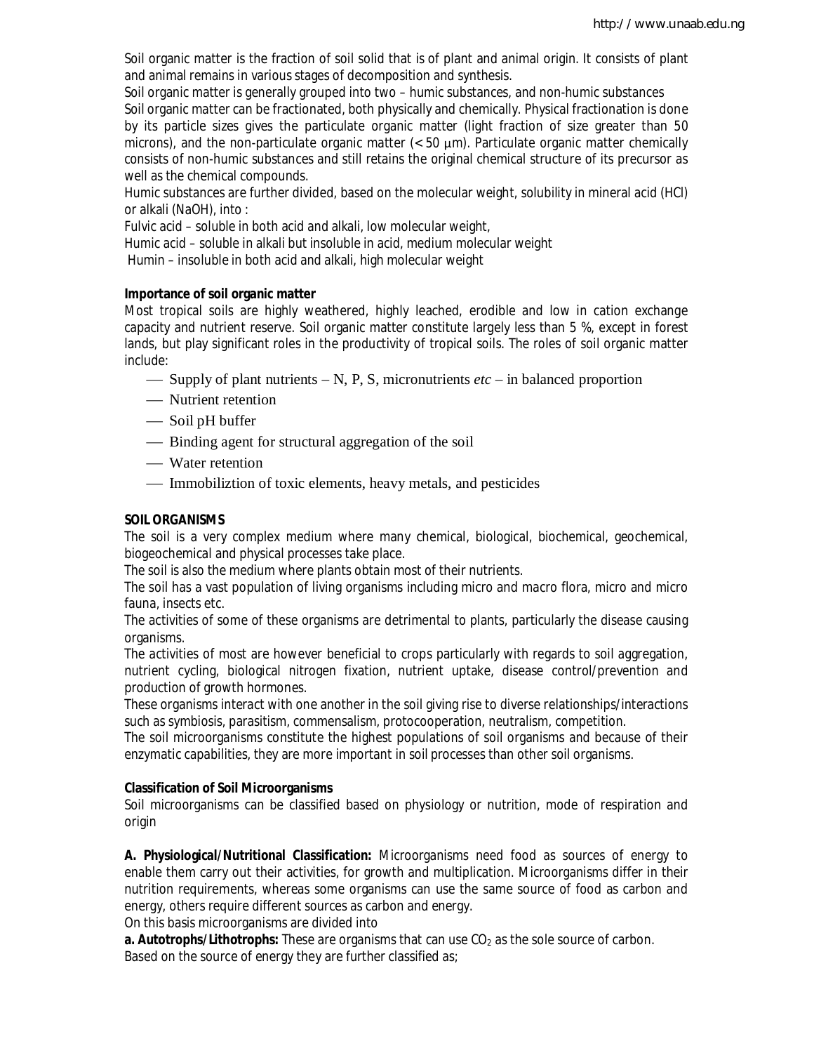Soil organic matter is the fraction of soil solid that is of plant and animal origin. It consists of plant and animal remains in various stages of decomposition and synthesis.

Soil organic matter is generally grouped into two – humic substances, and non-humic substances

Soil organic matter can be fractionated, both physically and chemically. Physical fractionation is done by its particle sizes gives the particulate organic matter (light fraction of size greater than 50 microns), and the non-particulate organic matter (< 50 μm). Particulate organic matter chemically consists of non-humic substances and still retains the original chemical structure of its precursor as well as the chemical compounds.

Humic substances are further divided, based on the molecular weight, solubility in mineral acid (HCl) or alkali (NaOH), into :

Fulvic acid – soluble in both acid and alkali, low molecular weight,

Humic acid – soluble in alkali but insoluble in acid, medium molecular weight

Humin – insoluble in both acid and alkali, high molecular weight

**Importance of soil organic matter**

Most tropical soils are highly weathered, highly leached, erodible and low in cation exchange capacity and nutrient reserve. Soil organic matter constitute largely less than 5 %, except in forest lands, but play significant roles in the productivity of tropical soils. The roles of soil organic matter include:

- Supply of plant nutrients – N, P, S, micronutrients *etc* – in balanced proportion
- Nutrient retention
- Soil pH buffer
- Binding agent for structural aggregation of the soil
- Water retention
- Immobiliztion of toxic elements, heavy metals, and pesticides

**SOIL ORGANISMS**

The soil is a very complex medium where many chemical, biological, biochemical, geochemical, biogeochemical and physical processes take place.

The soil is also the medium where plants obtain most of their nutrients.

The soil has a vast population of living organisms including micro and macro flora, micro and micro fauna, insects etc.

The activities of some of these organisms are detrimental to plants, particularly the disease causing organisms.

The activities of most are however beneficial to crops particularly with regards to soil aggregation, nutrient cycling, biological nitrogen fixation, nutrient uptake, disease control/prevention and production of growth hormones.

These organisms interact with one another in the soil giving rise to diverse relationships/interactions such as symbiosis, parasitism, commensalism, protocooperation, neutralism, competition.

The soil microorganisms constitute the highest populations of soil organisms and because of their enzymatic capabilities, they are more important in soil processes than other soil organisms.

**Classification of Soil Microorganisms**

Soil microorganisms can be classified based on physiology or nutrition, mode of respiration and origin

**A. Physiological/Nutritional Classification:** Microorganisms need food as sources of energy to enable them carry out their activities, for growth and multiplication. Microorganisms differ in their nutrition requirements, whereas some organisms can use the same source of food as carbon and energy, others require different sources as carbon and energy.

On this basis microorganisms are divided into

**a. Autotrophs/Lithotrophs:** These are organisms that can use $CO_2$ as the sole source of carbon.

Based on the source of energy they are further classified as;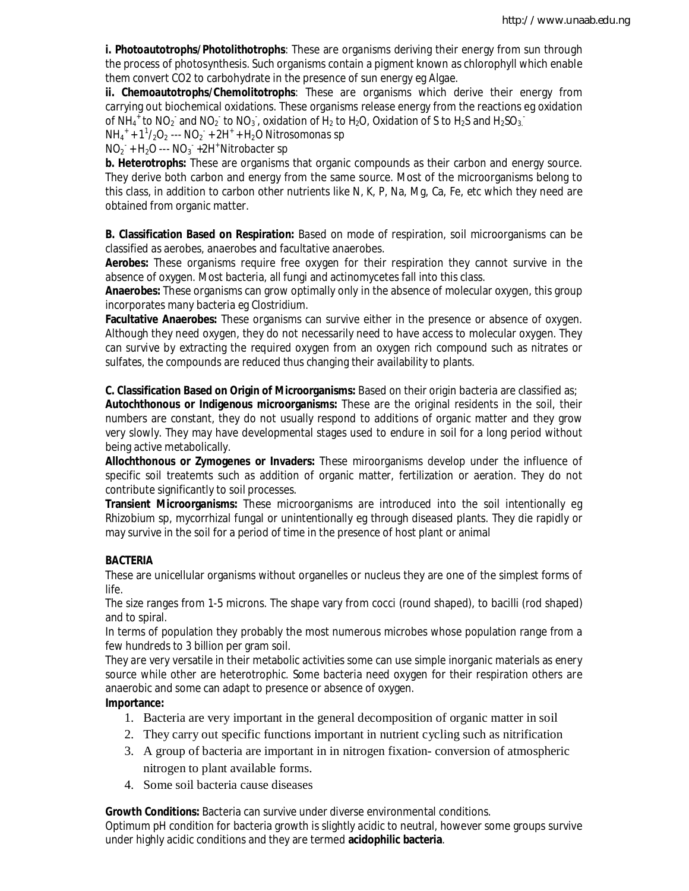**i. Photoautotrophs/Photolithotrophs**: These are organisms deriving their energy from sun through the process of photosynthesis. Such organisms contain a pigment known as chlorophyll which enable them convert CO2 to carbohydrate in the presence of sun energy eg Algae.

**ii. Chemoautotrophs/Chemolitotrophs**: These are organisms which derive their energy from carrying out biochemical oxidations. These organisms release energy from the reactions eg oxidation of $NH_4^+$ to $NO_2^-$ and $NO_2^-$ to $NO_3^-$, oxidation of $H_2$ to $H_2O$, Oxidation of S to $H_2S$ and $H_2SO_3^-$.

$NH_4^+ + 1^1/_2O_2$ --- $NO_2^- + 2H^+ + H_2O$ Nitrosomonas sp

$NO_2^- + H_2O$ --- $NO_3^- + 2H^+$ Nitrobacter sp

**b. Heterotrophs:** These are organisms that organic compounds as their carbon and energy source. They derive both carbon and energy from the same source. Most of the microorganisms belong to this class, in addition to carbon other nutrients like N, K, P, Na, Mg, Ca, Fe, etc which they need are obtained from organic matter.

**B. Classification Based on Respiration:** Based on mode of respiration, soil microorganisms can be classified as aerobes, anaerobes and facultative anaerobes.

**Aerobes:** These organisms require free oxygen for their respiration they cannot survive in the absence of oxygen. Most bacteria, all fungi and actinomycetes fall into this class.

**Anaerobes:** These organisms can grow optimally only in the absence of molecular oxygen, this group incorporates many bacteria eg Clostridium.

**Facultative Anaerobes:** These organisms can survive either in the presence or absence of oxygen. Although they need oxygen, they do not necessarily need to have access to molecular oxygen. They can survive by extracting the required oxygen from an oxygen rich compound such as nitrates or sulfates, the compounds are reduced thus changing their availability to plants.

**C. Classification Based on Origin of Microorganisms:** Based on their origin bacteria are classified as;

**Autochthonous or Indigenous microorganisms:** These are the original residents in the soil, their numbers are constant, they do not usually respond to additions of organic matter and they grow very slowly. They may have developmental stages used to endure in soil for a long period without being active metabolically.

**Allochthonous or Zymogenes or Invaders:** These miroorganisms develop under the influence of specific soil treatemts such as addition of organic matter, fertilization or aeration. They do not contribute significantly to soil processes.

**Transient Microorganisms:** These microorganisms are introduced into the soil intentionally eg Rhizobium sp, mycorrhizal fungal or unintentionally eg through diseased plants. They die rapidly or may survive in the soil for a period of time in the presence of host plant or animal

**BACTERIA**

These are unicellular organisms without organelles or nucleus they are one of the simplest forms of life.

The size ranges from 1-5 microns. The shape vary from cocci (round shaped), to bacilli (rod shaped) and to spiral.

In terms of population they probably the most numerous microbes whose population range from a few hundreds to 3 billion per gram soil.

They are very versatile in their metabolic activities some can use simple inorganic materials as enery source while other are heterotrophic. Some bacteria need oxygen for their respiration others are anaerobic and some can adapt to presence or absence of oxygen.

**Importance:**

1. Bacteria are very important in the general decomposition of organic matter in soil
2. They carry out specific functions important in nutrient cycling such as nitrification
3. A group of bacteria are important in in nitrogen fixation- conversion of atmospheric nitrogen to plant available forms.
4. Some soil bacteria cause diseases

**Growth Conditions:** Bacteria can survive under diverse environmental conditions.

Optimum pH condition for bacteria growth is slightly acidic to neutral, however some groups survive under highly acidic conditions and they are termed **acidophilic bacteria**.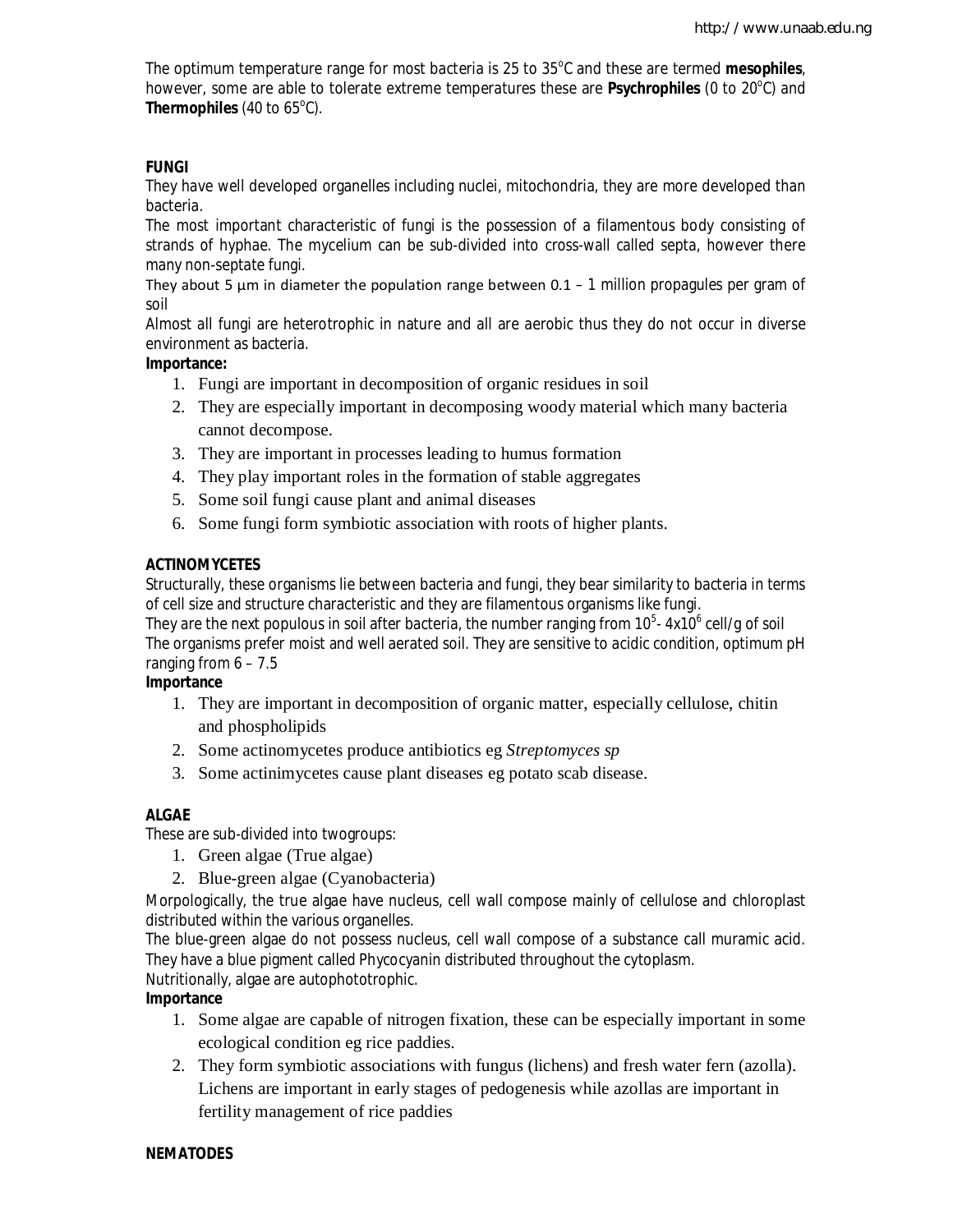The optimum temperature range for most bacteria is 25 to 35$^oC$ and these are termed **mesophiles**, however, some are able to tolerate extreme temperatures these are **Psychrophiles** (0 to 20$^oC$) and **Thermophiles** (40 to 65$^oC$).

**FUNGI**

They have well developed organelles including nuclei, mitochondria, they are more developed than bacteria.

The most important characteristic of fungi is the possession of a filamentous body consisting of strands of hyphae. The mycelium can be sub-divided into cross-wall called septa, however there many non-septate fungi.

They about 5 µm in diameter the population range between 0.1 – 1 million propagules per gram of soil

Almost all fungi are heterotrophic in nature and all are aerobic thus they do not occur in diverse environment as bacteria.

**Importance:**

1. Fungi are important in decomposition of organic residues in soil
2. They are especially important in decomposing woody material which many bacteria cannot decompose.
3. They are important in processes leading to humus formation
4. They play important roles in the formation of stable aggregates
5. Some soil fungi cause plant and animal diseases
6. Some fungi form symbiotic association with roots of higher plants.

**ACTINOMYCETES**

Structurally, these organisms lie between bacteria and fungi, they bear similarity to bacteria in terms of cell size and structure characteristic and they are filamentous organisms like fungi.

They are the next populous in soil after bacteria, the number ranging from $10^5$- $4x10^6$ cell/g of soil

The organisms prefer moist and well aerated soil. They are sensitive to acidic condition, optimum pH ranging from 6 – 7.5

**Importance**

1. They are important in decomposition of organic matter, especially cellulose, chitin and phospholipids
2. Some actinomycetes produce antibiotics eg *Streptomyces sp*
3. Some actinimycetes cause plant diseases eg potato scab disease.

**ALGAE**

These are sub-divided into twogroups:

1. Green algae (True algae)
2. Blue-green algae (Cyanobacteria)

Morpologically, the true algae have nucleus, cell wall compose mainly of cellulose and chloroplast distributed within the various organelles.

The blue-green algae do not possess nucleus, cell wall compose of a substance call muramic acid. They have a blue pigment called Phycocyanin distributed throughout the cytoplasm.

Nutritionally, algae are autophototrophic.

**Importance**

1. Some algae are capable of nitrogen fixation, these can be especially important in some ecological condition eg rice paddies.
2. They form symbiotic associations with fungus (lichens) and fresh water fern (azolla). Lichens are important in early stages of pedogenesis while azollas are important in fertility management of rice paddies

**NEMATODES**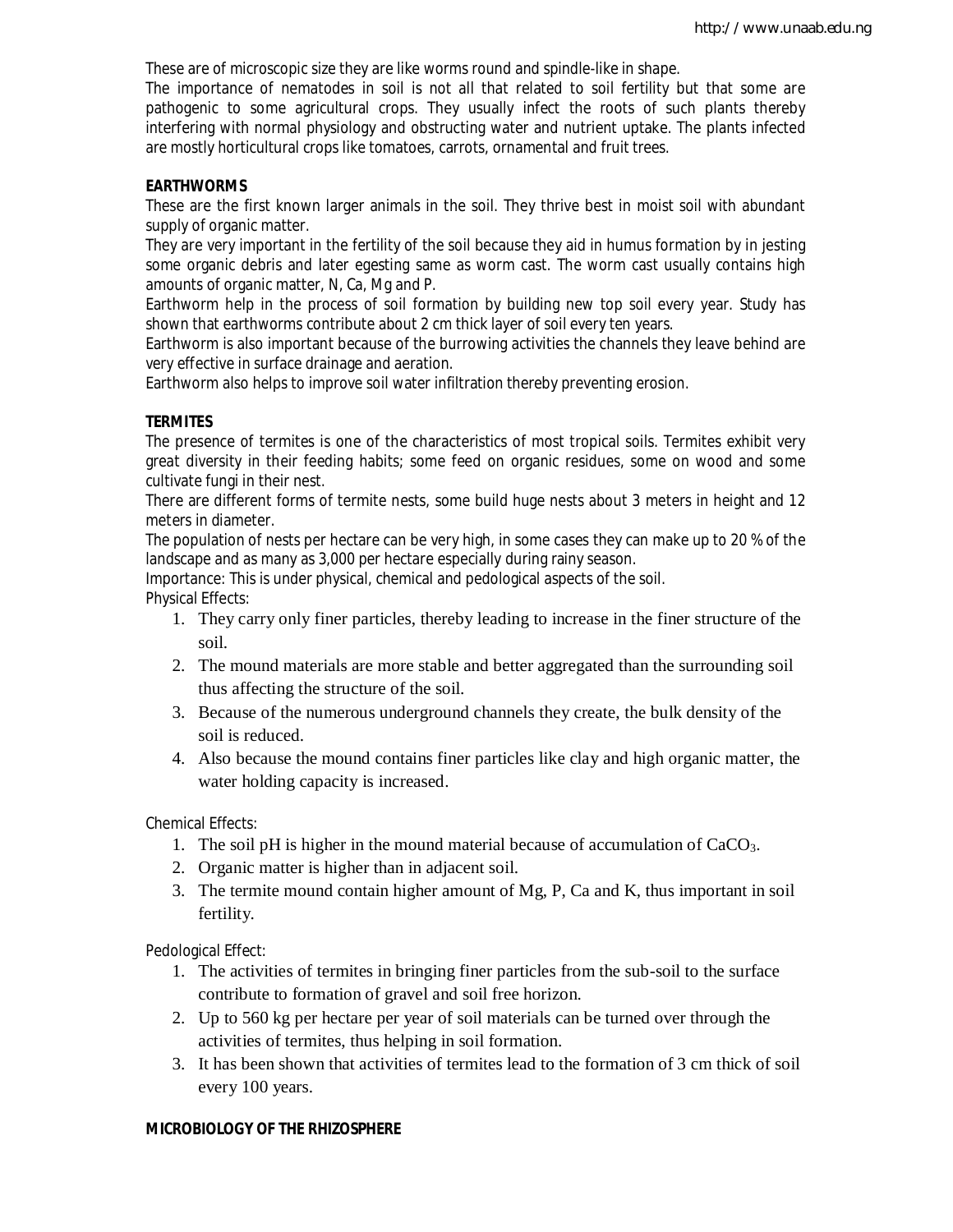These are of microscopic size they are like worms round and spindle-like in shape.

The importance of nematodes in soil is not all that related to soil fertility but that some are pathogenic to some agricultural crops. They usually infect the roots of such plants thereby interfering with normal physiology and obstructing water and nutrient uptake. The plants infected are mostly horticultural crops like tomatoes, carrots, ornamental and fruit trees.

**EARTHWORMS**

These are the first known larger animals in the soil. They thrive best in moist soil with abundant supply of organic matter.

They are very important in the fertility of the soil because they aid in humus formation by in jesting some organic debris and later egesting same as worm cast. The worm cast usually contains high amounts of organic matter, N, Ca, Mg and P.

Earthworm help in the process of soil formation by building new top soil every year. Study has shown that earthworms contribute about 2 cm thick layer of soil every ten years.

Earthworm is also important because of the burrowing activities the channels they leave behind are very effective in surface drainage and aeration.

Earthworm also helps to improve soil water infiltration thereby preventing erosion.

**TERMITES**

The presence of termites is one of the characteristics of most tropical soils. Termites exhibit very great diversity in their feeding habits; some feed on organic residues, some on wood and some cultivate fungi in their nest.

There are different forms of termite nests, some build huge nests about 3 meters in height and 12 meters in diameter.

The population of nests per hectare can be very high, in some cases they can make up to 20 % of the landscape and as many as 3,000 per hectare especially during rainy season.

Importance: This is under physical, chemical and pedological aspects of the soil.

Physical Effects:

1. They carry only finer particles, thereby leading to increase in the finer structure of the soil.
2. The mound materials are more stable and better aggregated than the surrounding soil thus affecting the structure of the soil.
3. Because of the numerous underground channels they create, the bulk density of the soil is reduced.
4. Also because the mound contains finer particles like clay and high organic matter, the water holding capacity is increased.

Chemical Effects:

1. The soil pH is higher in the mound material because of accumulation of $CaCO_3$.
2. Organic matter is higher than in adjacent soil.
3. The termite mound contain higher amount of Mg, P, Ca and K, thus important in soil fertility.

Pedological Effect:

1. The activities of termites in bringing finer particles from the sub-soil to the surface contribute to formation of gravel and soil free horizon.
2. Up to 560 kg per hectare per year of soil materials can be turned over through the activities of termites, thus helping in soil formation.
3. It has been shown that activities of termites lead to the formation of 3 cm thick of soil every 100 years.

**MICROBIOLOGY OF THE RHIZOSPHERE**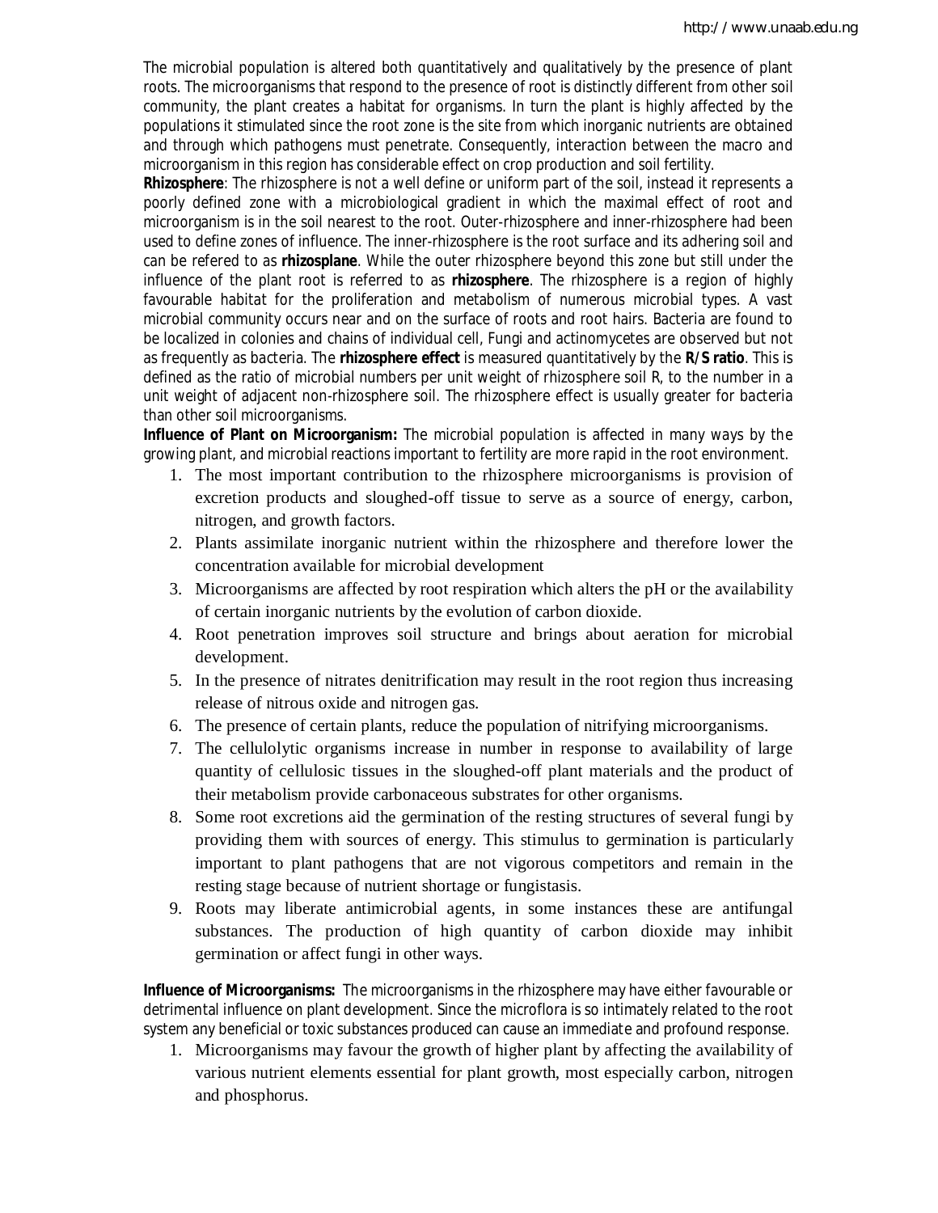The microbial population is altered both quantitatively and qualitatively by the presence of plant roots. The microorganisms that respond to the presence of root is distinctly different from other soil community, the plant creates a habitat for organisms. In turn the plant is highly affected by the populations it stimulated since the root zone is the site from which inorganic nutrients are obtained and through which pathogens must penetrate. Consequently, interaction between the macro and microorganism in this region has considerable effect on crop production and soil fertility.

**Rhizosphere**: The rhizosphere is not a well define or uniform part of the soil, instead it represents a poorly defined zone with a microbiological gradient in which the maximal effect of root and microorganism is in the soil nearest to the root. Outer-rhizosphere and inner-rhizosphere had been used to define zones of influence. The inner-rhizosphere is the root surface and its adhering soil and can be refered to as **rhizosplane**. While the outer rhizosphere beyond this zone but still under the influence of the plant root is referred to as **rhizosphere**. The rhizosphere is a region of highly favourable habitat for the proliferation and metabolism of numerous microbial types. A vast microbial community occurs near and on the surface of roots and root hairs. Bacteria are found to be localized in colonies and chains of individual cell, Fungi and actinomycetes are observed but not as frequently as bacteria. The **rhizosphere effect** is measured quantitatively by the **R/S ratio**. This is defined as the ratio of microbial numbers per unit weight of rhizosphere soil R, to the number in a unit weight of adjacent non-rhizosphere soil. The rhizosphere effect is usually greater for bacteria than other soil microorganisms.

**Influence of Plant on Microorganism:** The microbial population is affected in many ways by the growing plant, and microbial reactions important to fertility are more rapid in the root environment.

1. The most important contribution to the rhizosphere microorganisms is provision of excretion products and sloughed-off tissue to serve as a source of energy, carbon, nitrogen, and growth factors.
2. Plants assimilate inorganic nutrient within the rhizosphere and therefore lower the concentration available for microbial development
3. Microorganisms are affected by root respiration which alters the pH or the availability of certain inorganic nutrients by the evolution of carbon dioxide.
4. Root penetration improves soil structure and brings about aeration for microbial development.
5. In the presence of nitrates denitrification may result in the root region thus increasing release of nitrous oxide and nitrogen gas.
6. The presence of certain plants, reduce the population of nitrifying microorganisms.
7. The cellulolytic organisms increase in number in response to availability of large quantity of cellulosic tissues in the sloughed-off plant materials and the product of their metabolism provide carbonaceous substrates for other organisms.
8. Some root excretions aid the germination of the resting structures of several fungi by providing them with sources of energy. This stimulus to germination is particularly important to plant pathogens that are not vigorous competitors and remain in the resting stage because of nutrient shortage or fungistasis.
9. Roots may liberate antimicrobial agents, in some instances these are antifungal substances. The production of high quantity of carbon dioxide may inhibit germination or affect fungi in other ways.

**Influence of Microorganisms:** The microorganisms in the rhizosphere may have either favourable or detrimental influence on plant development. Since the microflora is so intimately related to the root system any beneficial or toxic substances produced can cause an immediate and profound response.

1. Microorganisms may favour the growth of higher plant by affecting the availability of various nutrient elements essential for plant growth, most especially carbon, nitrogen and phosphorus.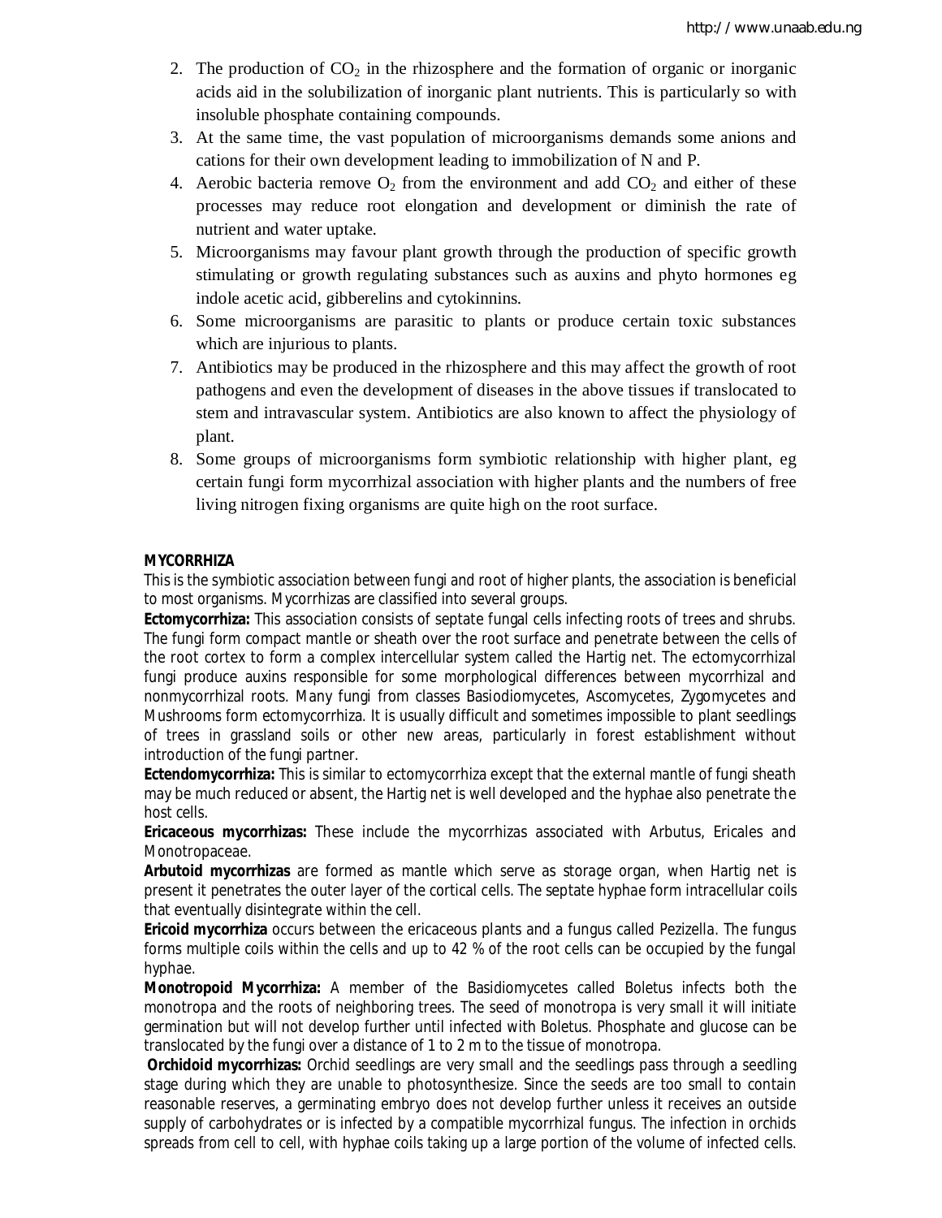2. The production of $CO_2$ in the rhizosphere and the formation of organic or inorganic acids aid in the solubilization of inorganic plant nutrients. This is particularly so with insoluble phosphate containing compounds.
3. At the same time, the vast population of microorganisms demands some anions and cations for their own development leading to immobilization of N and P.
4. Aerobic bacteria remove $O_2$ from the environment and add $CO_2$ and either of these processes may reduce root elongation and development or diminish the rate of nutrient and water uptake.
5. Microorganisms may favour plant growth through the production of specific growth stimulating or growth regulating substances such as auxins and phyto hormones eg indole acetic acid, gibberelins and cytokinnins.
6. Some microorganisms are parasitic to plants or produce certain toxic substances which are injurious to plants.
7. Antibiotics may be produced in the rhizosphere and this may affect the growth of root pathogens and even the development of diseases in the above tissues if translocated to stem and intravascular system. Antibiotics are also known to affect the physiology of plant.
8. Some groups of microorganisms form symbiotic relationship with higher plant, eg certain fungi form mycorrhizal association with higher plants and the numbers of free living nitrogen fixing organisms are quite high on the root surface.

**MYCORRHIZA**

This is the symbiotic association between fungi and root of higher plants, the association is beneficial to most organisms. Mycorrhizas are classified into several groups.

**Ectomycorrhiza:** This association consists of septate fungal cells infecting roots of trees and shrubs. The fungi form compact mantle or sheath over the root surface and penetrate between the cells of the root cortex to form a complex intercellular system called the Hartig net. The ectomycorrhizal fungi produce auxins responsible for some morphological differences between mycorrhizal and nonmycorrhizal roots. Many fungi from classes Basiodiomycetes, Ascomycetes, Zygomycetes and Mushrooms form ectomycorrhiza. It is usually difficult and sometimes impossible to plant seedlings of trees in grassland soils or other new areas, particularly in forest establishment without introduction of the fungi partner.

**Ectendomycorrhiza:** This is similar to ectomycorrhiza except that the external mantle of fungi sheath may be much reduced or absent, the Hartig net is well developed and the hyphae also penetrate the host cells.

**Ericaceous mycorrhizas:** These include the mycorrhizas associated with Arbutus, Ericales and Monotropaceae.

**Arbutoid mycorrhizas** are formed as mantle which serve as storage organ, when Hartig net is present it penetrates the outer layer of the cortical cells. The septate hyphae form intracellular coils that eventually disintegrate within the cell.

**Ericoid mycorrhiza** occurs between the ericaceous plants and a fungus called Pezizella. The fungus forms multiple coils within the cells and up to 42 % of the root cells can be occupied by the fungal hyphae.

**Monotropoid Mycorrhiza:** A member of the Basidiomycetes called Boletus infects both the monotropa and the roots of neighboring trees. The seed of monotropa is very small it will initiate germination but will not develop further until infected with Boletus. Phosphate and glucose can be translocated by the fungi over a distance of 1 to 2 m to the tissue of monotropa.

**Orchidoid mycorrhizas:** Orchid seedlings are very small and the seedlings pass through a seedling stage during which they are unable to photosynthesize. Since the seeds are too small to contain reasonable reserves, a germinating embryo does not develop further unless it receives an outside supply of carbohydrates or is infected by a compatible mycorrhizal fungus. The infection in orchids spreads from cell to cell, with hyphae coils taking up a large portion of the volume of infected cells.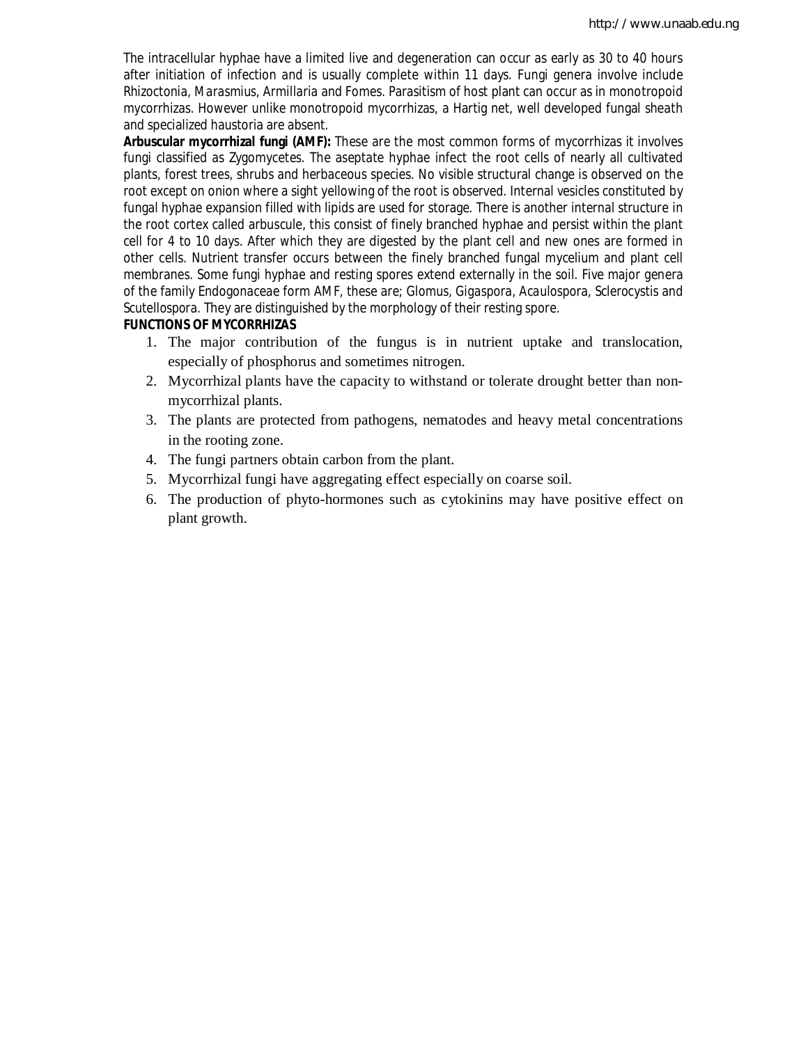The intracellular hyphae have a limited live and degeneration can occur as early as 30 to 40 hours after initiation of infection and is usually complete within 11 days. Fungi genera involve include Rhizoctonia, Marasmius, Armillaria and Fomes. Parasitism of host plant can occur as in monotropoid mycorrhizas. However unlike monotropoid mycorrhizas, a Hartig net, well developed fungal sheath and specialized haustoria are absent.

**Arbuscular mycorrhizal fungi (AMF):** These are the most common forms of mycorrhizas it involves fungi classified as Zygomycetes. The aseptate hyphae infect the root cells of nearly all cultivated plants, forest trees, shrubs and herbaceous species. No visible structural change is observed on the root except on onion where a sight yellowing of the root is observed. Internal vesicles constituted by fungal hyphae expansion filled with lipids are used for storage. There is another internal structure in the root cortex called arbuscule, this consist of finely branched hyphae and persist within the plant cell for 4 to 10 days. After which they are digested by the plant cell and new ones are formed in other cells. Nutrient transfer occurs between the finely branched fungal mycelium and plant cell membranes. Some fungi hyphae and resting spores extend externally in the soil. Five major genera of the family Endogonaceae form AMF, these are; Glomus, Gigaspora, Acaulospora, Sclerocystis and Scutellospora. They are distinguished by the morphology of their resting spore.

**FUNCTIONS OF MYCORRHIZAS**

1. The major contribution of the fungus is in nutrient uptake and translocation, especially of phosphorus and sometimes nitrogen.
2. Mycorrhizal plants have the capacity to withstand or tolerate drought better than non-mycorrhizal plants.
3. The plants are protected from pathogens, nematodes and heavy metal concentrations in the rooting zone.
4. The fungi partners obtain carbon from the plant.
5. Mycorrhizal fungi have aggregating effect especially on coarse soil.
6. The production of phyto-hormones such as cytokinins may have positive effect on plant growth.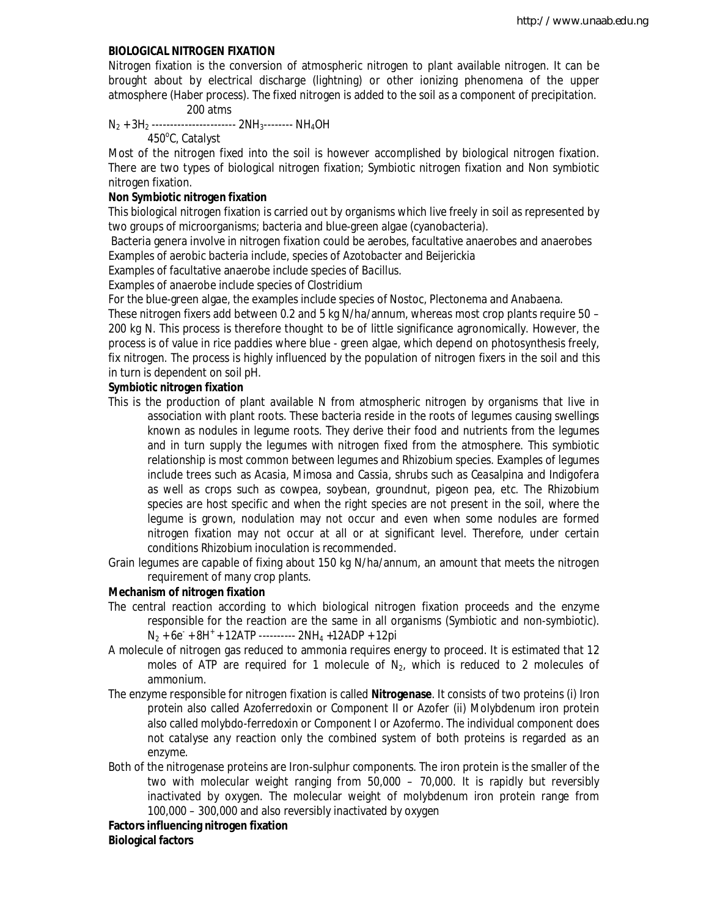**BIOLOGICAL NITROGEN FIXATION**

Nitrogen fixation is the conversion of atmospheric nitrogen to plant available nitrogen. It can be brought about by electrical discharge (lightning) or other ionizing phenomena of the upper atmosphere (Haber process). The fixed nitrogen is added to the soil as a component of precipitation.

$$N_2 + 3H_2 \xrightarrow[450^oC,\ Catalyst]{200\ atms} 2NH_3 \text{--------} NH_4OH$$

Most of the nitrogen fixed into the soil is however accomplished by biological nitrogen fixation. There are two types of biological nitrogen fixation; Symbiotic nitrogen fixation and Non symbiotic nitrogen fixation.

**Non Symbiotic nitrogen fixation**

This biological nitrogen fixation is carried out by organisms which live freely in soil as represented by two groups of microorganisms; bacteria and blue-green algae (cyanobacteria).

Bacteria genera involve in nitrogen fixation could be aerobes, facultative anaerobes and anaerobes

Examples of aerobic bacteria include, species of Azotobacter and Beijerickia

Examples of facultative anaerobe include species of *Bacillus*.

Examples of anaerobe include species of Clostridium

For the blue-green algae, the examples include species of Nostoc, Plectonema and Anabaena.

These nitrogen fixers add between 0.2 and 5 kg N/ha/annum, whereas most crop plants require 50 – 200 kg N. This process is therefore thought to be of little significance agronomically. However, the process is of value in rice paddies where blue - green algae, which depend on photosynthesis freely, fix nitrogen. The process is highly influenced by the population of nitrogen fixers in the soil and this in turn is dependent on soil pH.

**Symbiotic nitrogen fixation**

This is the production of plant available N from atmospheric nitrogen by organisms that live in association with plant roots. These bacteria reside in the roots of legumes causing swellings known as nodules in legume roots. They derive their food and nutrients from the legumes and in turn supply the legumes with nitrogen fixed from the atmosphere. This symbiotic relationship is most common between legumes and Rhizobium species. Examples of legumes include trees such as Acasia, *Mimosa and Cassia*, shrubs such as Ceasalpina and Indigofera as well as crops such as cowpea, soybean, groundnut, pigeon pea, etc. The Rhizobium species are host specific and when the right species are not present in the soil, where the legume is grown, nodulation may not occur and even when some nodules are formed nitrogen fixation may not occur at all or at significant level. Therefore, under certain conditions Rhizobium inoculation is recommended.

Grain legumes are capable of fixing about 150 kg N/ha/annum, an amount that meets the nitrogen requirement of many crop plants.

**Mechanism of nitrogen fixation**

The central reaction according to which biological nitrogen fixation proceeds and the enzyme responsible for the reaction are the same in all organisms (Symbiotic and non-symbiotic).

$$N_2 + 6e^- + 8H^+ + 12ATP \text{----------} 2NH_4 + 12ADP + 12pi$$

A molecule of nitrogen gas reduced to ammonia requires energy to proceed. It is estimated that 12 moles of ATP are required for 1 molecule of $N_2$, which is reduced to 2 molecules of ammonium.

The enzyme responsible for nitrogen fixation is called **Nitrogenase**. It consists of two proteins (i) Iron protein also called Azoferredoxin or Component II or Azofer (ii) Molybdenum iron protein also called molybdo-ferredoxin or Component I or Azofermo. The individual component does not catalyse any reaction only the combined system of both proteins is regarded as an enzyme.

Both of the nitrogenase proteins are Iron-sulphur components. The iron protein is the smaller of the two with molecular weight ranging from 50,000 – 70,000. It is rapidly but reversibly inactivated by oxygen. The molecular weight of molybdenum iron protein range from 100,000 – 300,000 and also reversibly inactivated by oxygen

**Factors influencing nitrogen fixation**

**Biological factors**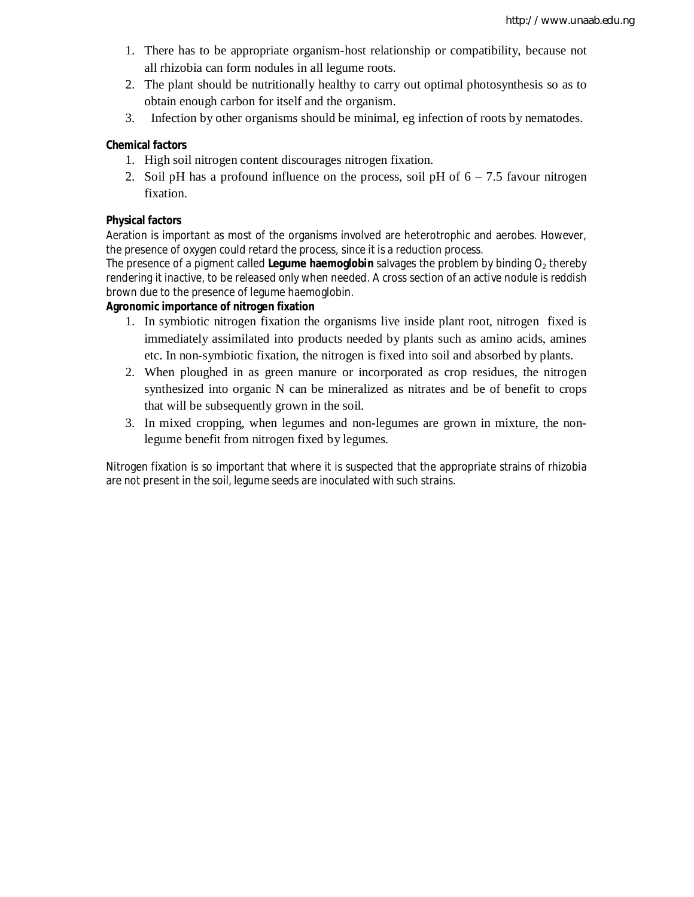1. There has to be appropriate organism-host relationship or compatibility, because not all rhizobia can form nodules in all legume roots.
2. The plant should be nutritionally healthy to carry out optimal photosynthesis so as to obtain enough carbon for itself and the organism.
3. Infection by other organisms should be minimal, eg infection of roots by nematodes.

**Chemical factors**

1. High soil nitrogen content discourages nitrogen fixation.
2. Soil pH has a profound influence on the process, soil pH of 6 – 7.5 favour nitrogen fixation.

**Physical factors**

Aeration is important as most of the organisms involved are heterotrophic and aerobes. However, the presence of oxygen could retard the process, since it is a reduction process.

The presence of a pigment called **Legume haemoglobin** salvages the problem by binding $O_2$ thereby rendering it inactive, to be released only when needed. A cross section of an active nodule is reddish brown due to the presence of legume haemoglobin.

**Agronomic importance of nitrogen fixation**

1. In symbiotic nitrogen fixation the organisms live inside plant root, nitrogen fixed is immediately assimilated into products needed by plants such as amino acids, amines etc. In non-symbiotic fixation, the nitrogen is fixed into soil and absorbed by plants.
2. When ploughed in as green manure or incorporated as crop residues, the nitrogen synthesized into organic N can be mineralized as nitrates and be of benefit to crops that will be subsequently grown in the soil.
3. In mixed cropping, when legumes and non-legumes are grown in mixture, the non-legume benefit from nitrogen fixed by legumes.

Nitrogen fixation is so important that where it is suspected that the appropriate strains of rhizobia are not present in the soil, legume seeds are inoculated with such strains.